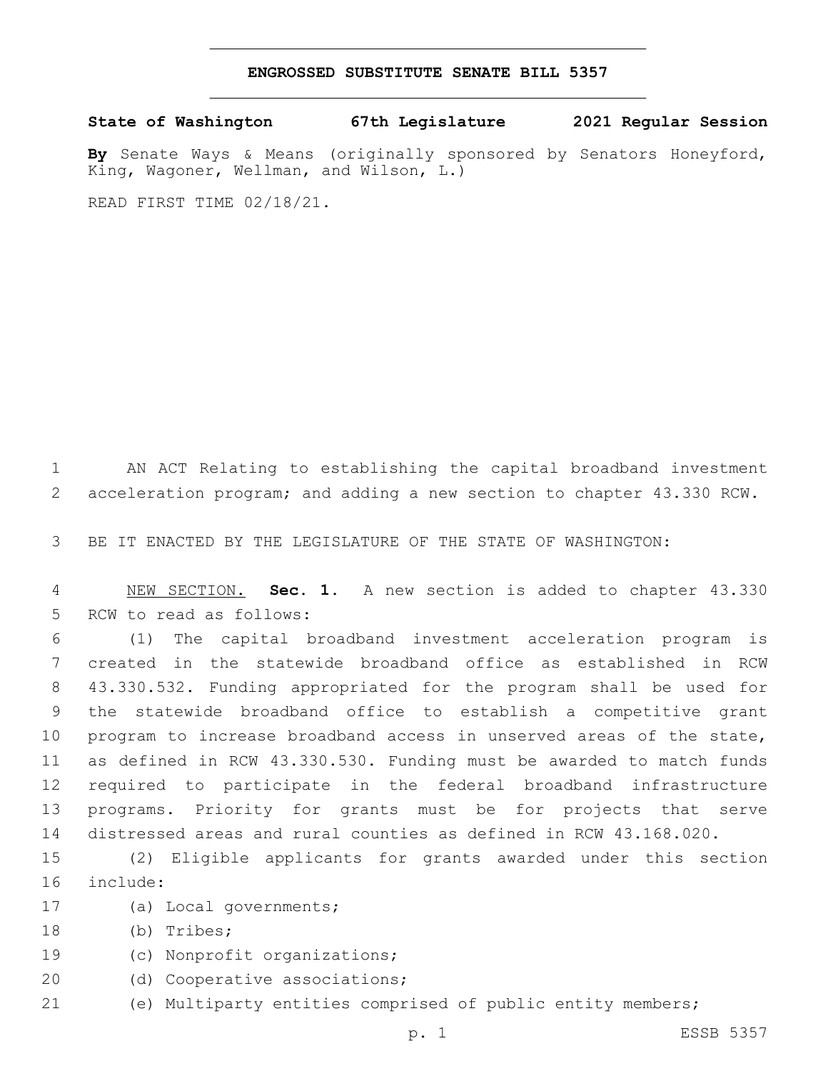# ENGROSSED SUBSTITUTE SENATE BILL 5357

**State of Washington 67th Legislature 2021 Regular Session**

**By** Senate Ways & Means (originally sponsored by Senators Honeyford, King, Wagoner, Wellman, and Wilson, L.)

READ FIRST TIME 02/18/21.

AN ACT Relating to establishing the capital broadband investment acceleration program; and adding a new section to chapter 43.330 RCW.

BE IT ENACTED BY THE LEGISLATURE OF THE STATE OF WASHINGTON:

NEW SECTION. **Sec. 1.** A new section is added to chapter 43.330 RCW to read as follows:

(1) The capital broadband investment acceleration program is created in the statewide broadband office as established in RCW 43.330.532. Funding appropriated for the program shall be used for the statewide broadband office to establish a competitive grant program to increase broadband access in unserved areas of the state, as defined in RCW 43.330.530. Funding must be awarded to match funds required to participate in the federal broadband infrastructure programs. Priority for grants must be for projects that serve distressed areas and rural counties as defined in RCW 43.168.020.

(2) Eligible applicants for grants awarded under this section include:

(a) Local governments;

(b) Tribes;

(c) Nonprofit organizations;

(d) Cooperative associations;

(e) Multiparty entities comprised of public entity members;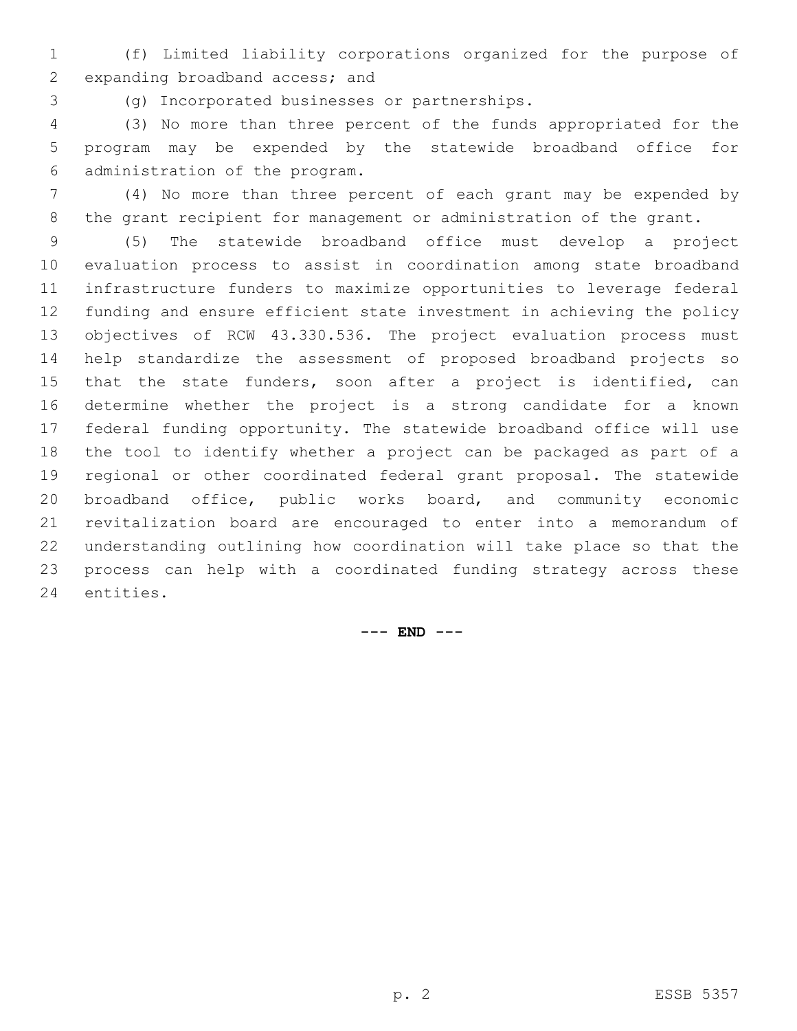(f) Limited liability corporations organized for the purpose of expanding broadband access; and

(g) Incorporated businesses or partnerships.

(3) No more than three percent of the funds appropriated for the program may be expended by the statewide broadband office for administration of the program.

(4) No more than three percent of each grant may be expended by the grant recipient for management or administration of the grant.

(5) The statewide broadband office must develop a project evaluation process to assist in coordination among state broadband infrastructure funders to maximize opportunities to leverage federal funding and ensure efficient state investment in achieving the policy objectives of RCW 43.330.536. The project evaluation process must help standardize the assessment of proposed broadband projects so that the state funders, soon after a project is identified, can determine whether the project is a strong candidate for a known federal funding opportunity. The statewide broadband office will use the tool to identify whether a project can be packaged as part of a regional or other coordinated federal grant proposal. The statewide broadband office, public works board, and community economic revitalization board are encouraged to enter into a memorandum of understanding outlining how coordination will take place so that the process can help with a coordinated funding strategy across these entities.

**--- END ---**